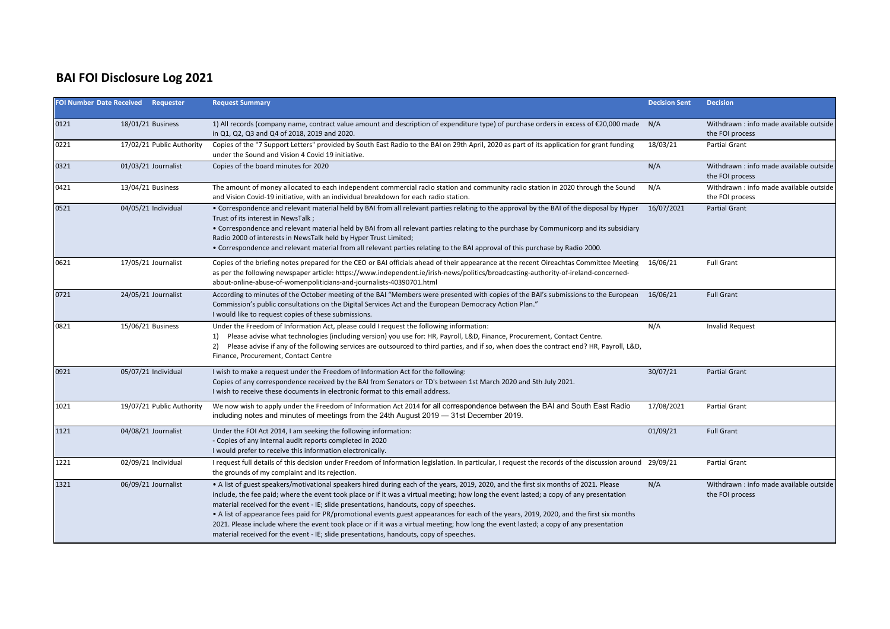# BAI FOI Disclosure Log 2021

| FOI Number | Date Received | Requester | Request Summary | Decision Sent | Decision |
|---|---|---|---|---|---|
| 0121 | 18/01/21 | Business | 1) All records (company name, contract value amount and description of expenditure type) of purchase orders in excess of €20,000 made in Q1, Q2, Q3 and Q4 of 2018, 2019 and 2020. | N/A | Withdrawn : info made available outside the FOI process |
| 0221 | 17/02/21 | Public Authority | Copies of the "7 Support Letters" provided by South East Radio to the BAI on 29th April, 2020 as part of its application for grant funding under the Sound and Vision 4 Covid 19 initiative. | 18/03/21 | Partial Grant |
| 0321 | 01/03/21 | Journalist | Copies of the board minutes for 2020 | N/A | Withdrawn : info made available outside the FOI process |
| 0421 | 13/04/21 | Business | The amount of money allocated to each independent commercial radio station and community radio station in 2020 through the Sound and Vision Covid-19 initiative, with an individual breakdown for each radio station. | N/A | Withdrawn : info made available outside the FOI process |
| 0521 | 04/05/21 | Individual | • Correspondence and relevant material held by BAI from all relevant parties relating to the approval by the BAI of the disposal by Hyper Trust of its interest in NewsTalk ;<br>• Correspondence and relevant material held by BAI from all relevant parties relating to the purchase by Communicorp and its subsidiary Radio 2000 of interests in NewsTalk held by Hyper Trust Limited;<br>• Correspondence and relevant material from all relevant parties relating to the BAI approval of this purchase by Radio 2000. | 16/07/2021 | Partial Grant |
| 0621 | 17/05/21 | Journalist | Copies of the briefing notes prepared for the CEO or BAI officials ahead of their appearance at the recent Oireachtas Committee Meeting as per the following newspaper article: https://www.independent.ie/irish-news/politics/broadcasting-authority-of-ireland-concerned-about-online-abuse-of-womenpoliticians-and-journalists-40390701.html | 16/06/21 | Full Grant |
| 0721 | 24/05/21 | Journalist | According to minutes of the October meeting of the BAI "Members were presented with copies of the BAI's submissions to the European Commission's public consultations on the Digital Services Act and the European Democracy Action Plan."<br>I would like to request copies of these submissions. | 16/06/21 | Full Grant |
| 0821 | 15/06/21 | Business | Under the Freedom of Information Act, please could I request the following information:<br>1) Please advise what technologies (including version) you use for: HR, Payroll, L&D, Finance, Procurement, Contact Centre.<br>2) Please advise if any of the following services are outsourced to third parties, and if so, when does the contract end? HR, Payroll, L&D, Finance, Procurement, Contact Centre | N/A | Invalid Request |
| 0921 | 05/07/21 | Individual | I wish to make a request under the Freedom of Information Act for the following:<br>Copies of any correspondence received by the BAI from Senators or TD's between 1st March 2020 and 5th July 2021.<br>I wish to receive these documents in electronic format to this email address. | 30/07/21 | Partial Grant |
| 1021 | 19/07/21 | Public Authority | We now wish to apply under the Freedom of Information Act 2014 for all correspondence between the BAI and South East Radio including notes and minutes of meetings from the 24th August 2019 — 31st December 2019. | 17/08/2021 | Partial Grant |
| 1121 | 04/08/21 | Journalist | Under the FOI Act 2014, I am seeking the following information:<br>- Copies of any internal audit reports completed in 2020<br>I would prefer to receive this information electronically. | 01/09/21 | Full Grant |
| 1221 | 02/09/21 | Individual | I request full details of this decision under Freedom of Information legislation. In particular, I request the records of the discussion around the grounds of my complaint and its rejection. | 29/09/21 | Partial Grant |
| 1321 | 06/09/21 | Journalist | • A list of guest speakers/motivational speakers hired during each of the years, 2019, 2020, and the first six months of 2021. Please include, the fee paid; where the event took place or if it was a virtual meeting; how long the event lasted; a copy of any presentation material received for the event - IE; slide presentations, handouts, copy of speeches.<br>• A list of appearance fees paid for PR/promotional events guest appearances for each of the years, 2019, 2020, and the first six months 2021. Please include where the event took place or if it was a virtual meeting; how long the event lasted; a copy of any presentation material received for the event - IE; slide presentations, handouts, copy of speeches. | N/A | Withdrawn : info made available outside the FOI process |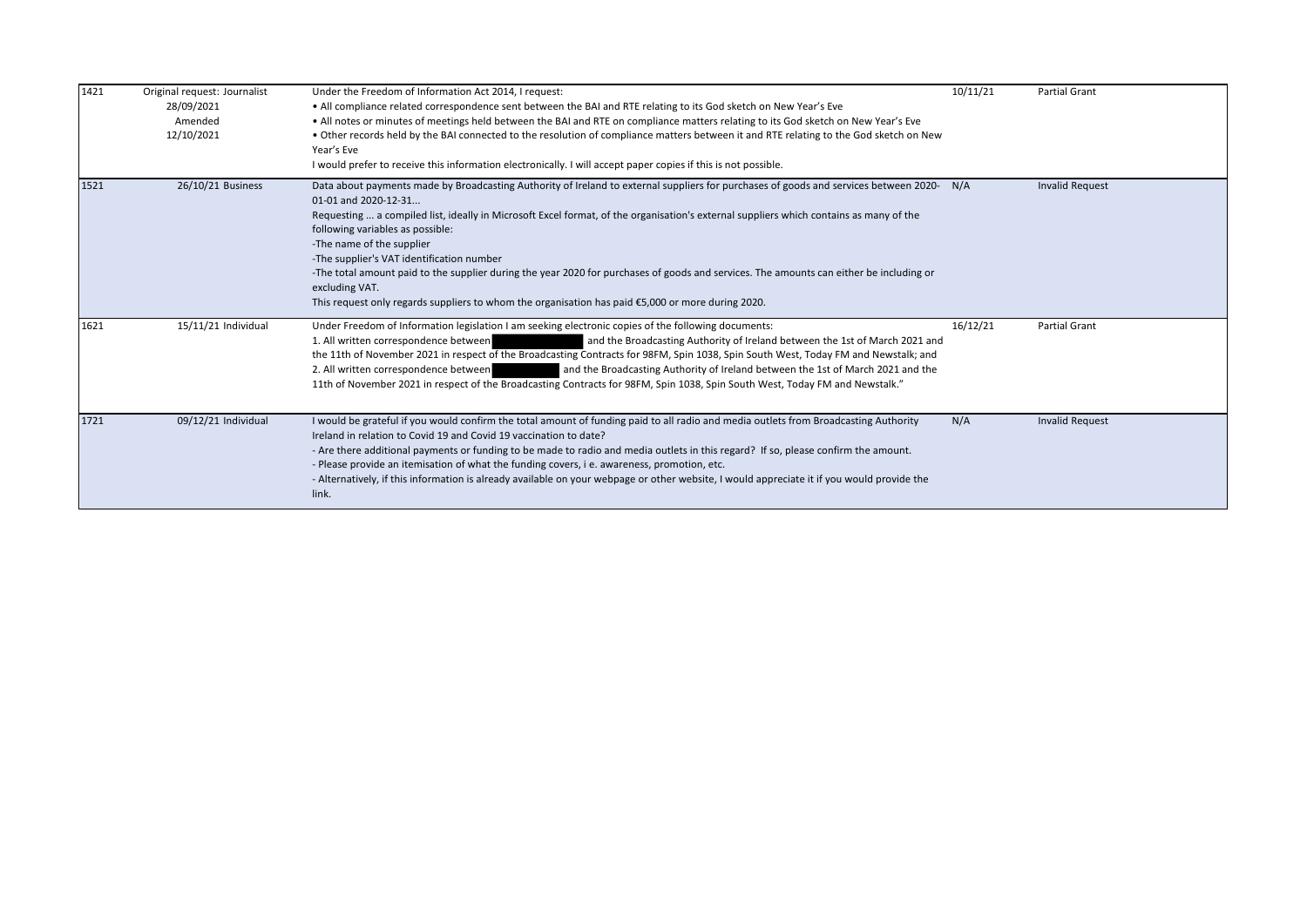| | | | | |
|---|---|---|---|---|
| 1421 | Original request: Journalist 28/09/2021 Amended 12/10/2021 | Under the Freedom of Information Act 2014, I request:<br>• All compliance related correspondence sent between the BAI and RTE relating to its God sketch on New Year's Eve<br>• All notes or minutes of meetings held between the BAI and RTE on compliance matters relating to its God sketch on New Year's Eve<br>• Other records held by the BAI connected to the resolution of compliance matters between it and RTE relating to the God sketch on New Year's Eve<br>I would prefer to receive this information electronically. I will accept paper copies if this is not possible. | 10/11/21 | Partial Grant |
| 1521 | 26/10/21 Business | Data about payments made by Broadcasting Authority of Ireland to external suppliers for purchases of goods and services between 2020-01-01 and 2020-12-31...<br>Requesting ... a compiled list, ideally in Microsoft Excel format, of the organisation's external suppliers which contains as many of the following variables as possible:<br>-The name of the supplier<br>-The supplier's VAT identification number<br>-The total amount paid to the supplier during the year 2020 for purchases of goods and services. The amounts can either be including or excluding VAT.<br>This request only regards suppliers to whom the organisation has paid €5,000 or more during 2020. | N/A | Invalid Request |
| 1621 | 15/11/21 Individual | Under Freedom of Information legislation I am seeking electronic copies of the following documents:<br>1. All written correspondence between [redacted] and the Broadcasting Authority of Ireland between the 1st of March 2021 and the 11th of November 2021 in respect of the Broadcasting Contracts for 98FM, Spin 1038, Spin South West, Today FM and Newstalk; and<br>2. All written correspondence between [redacted] and the Broadcasting Authority of Ireland between the 1st of March 2021 and the 11th of November 2021 in respect of the Broadcasting Contracts for 98FM, Spin 1038, Spin South West, Today FM and Newstalk." | 16/12/21 | Partial Grant |
| 1721 | 09/12/21 Individual | I would be grateful if you would confirm the total amount of funding paid to all radio and media outlets from Broadcasting Authority Ireland in relation to Covid 19 and Covid 19 vaccination to date?<br>- Are there additional payments or funding to be made to radio and media outlets in this regard? If so, please confirm the amount.<br>- Please provide an itemisation of what the funding covers, i e. awareness, promotion, etc.<br>- Alternatively, if this information is already available on your webpage or other website, I would appreciate it if you would provide the link. | N/A | Invalid Request |